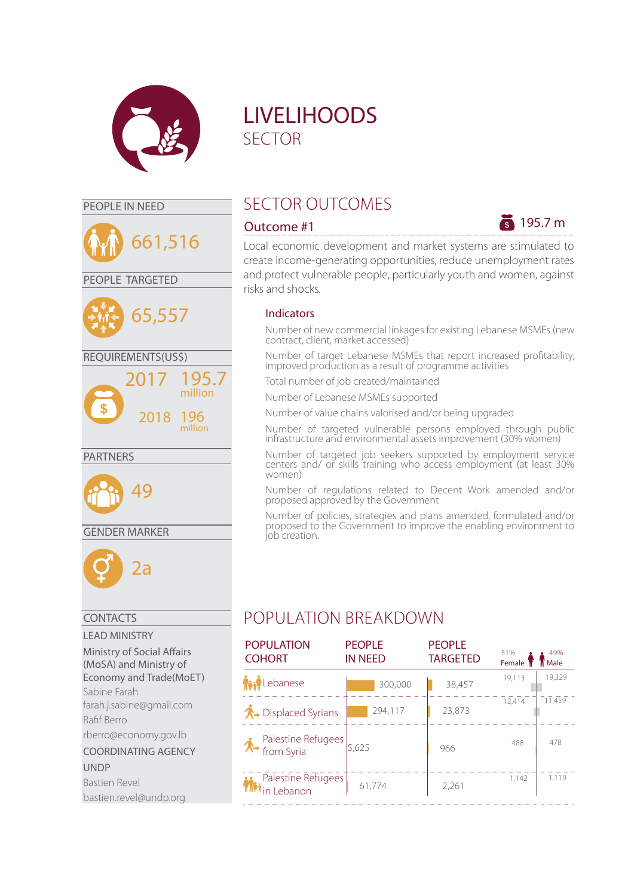# LIVELIHOODS
## SECTOR

### PEOPLE IN NEED

661,516

### PEOPLE TARGETED

65,557

### REQUIREMENTS(US$)

2017 195.7 million

2018 196 million

### PARTNERS

49

### GENDER MARKER

2a

### CONTACTS

**LEAD MINISTRY**

Ministry of Social Affairs (MoSA) and Ministry of Economy and Trade(MoET)

Sabine Farah
farah.j.sabine@gmail.com

Rafif Berro
rberro@economy.gov.lb

**COORDINATING AGENCY**

UNDP

Bastien Revel
bastien.revel@undp.org

## SECTOR OUTCOMES

### Outcome #1 — 195.7 m

Local economic development and market systems are stimulated to create income-generating opportunities, reduce unemployment rates and protect vulnerable people, particularly youth and women, against risks and shocks.

**Indicators**

- Number of new commercial linkages for existing Lebanese MSMEs (new contract, client, market accessed)
- Number of target Lebanese MSMEs that report increased profitability, improved production as a result of programme activities
- Total number of job created/maintained
- Number of Lebanese MSMEs supported
- Number of value chains valorised and/or being upgraded
- Number of targeted vulnerable persons employed through public infrastructure and environmental assets improvement (30% women)
- Number of targeted job seekers supported by employment service centers and/ or skills training who access employment (at least 30% women)
- Number of regulations related to Decent Work amended and/or proposed approved by the Government
- Number of policies, strategies and plans amended, formulated and/or proposed to the Government to improve the enabling environment to job creation.

## POPULATION BREAKDOWN

| POPULATION COHORT | PEOPLE IN NEED | PEOPLE TARGETED | 51% Female | 49% Male |
|---|---|---|---|---|
| Lebanese | 300,000 | 38,457 | 19,113 | 19,329 |
| Displaced Syrians | 294,117 | 23,873 | 12,414 | 11,459 |
| Palestine Refugees from Syria | 5,625 | 966 | 488 | 478 |
| Palestine Refugees in Lebanon | 61,774 | 2,261 | 1,142 | 1,119 |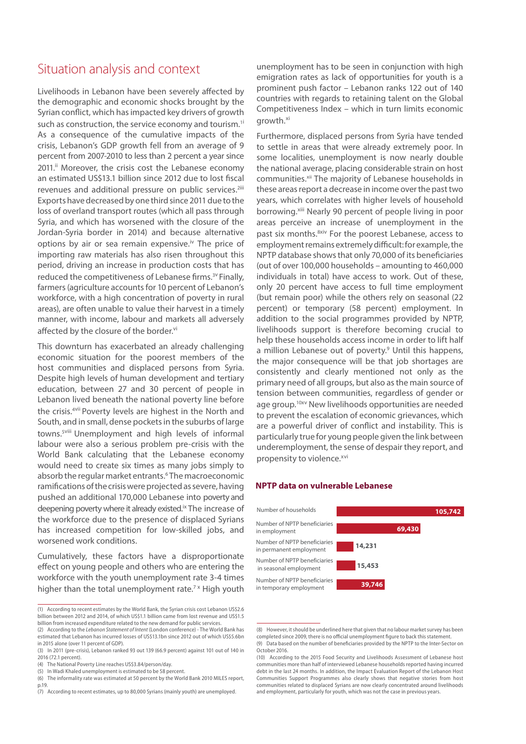## Situation analysis and context

Livelihoods in Lebanon have been severely affected by the demographic and economic shocks brought by the Syrian conflict, which has impacted key drivers of growth such as construction, the service economy and tourism.[1i] As a consequence of the cumulative impacts of the crisis, Lebanon's GDP growth fell from an average of 9 percent from 2007-2010 to less than 2 percent a year since 2011.[ii] Moreover, the crisis cost the Lebanese economy an estimated US$13.1 billion since 2012 due to lost fiscal revenues and additional pressure on public services.[2iii] Exports have decreased by one third since 2011 due to the loss of overland transport routes (which all pass through Syria, and which has worsened with the closure of the Jordan-Syria border in 2014) and because alternative options by air or sea remain expensive.[iv] The price of importing raw materials has also risen throughout this period, driving an increase in production costs that has reduced the competitiveness of Lebanese firms.[3v] Finally, farmers (agriculture accounts for 10 percent of Lebanon's workforce, with a high concentration of poverty in rural areas), are often unable to value their harvest in a timely manner, with income, labour and markets all adversely affected by the closure of the border.[vi]

This downturn has exacerbated an already challenging economic situation for the poorest members of the host communities and displaced persons from Syria. Despite high levels of human development and tertiary education, between 27 and 30 percent of people in Lebanon lived beneath the national poverty line before the crisis.[4vii] Poverty levels are highest in the North and South, and in small, dense pockets in the suburbs of large towns.[5viii] Unemployment and high levels of informal labour were also a serious problem pre-crisis with the World Bank calculating that the Lebanese economy would need to create six times as many jobs simply to absorb the regular market entrants.[6] The macroeconomic ramifications of the crisis were projected as severe, having pushed an additional 170,000 Lebanese into poverty and deepening poverty where it already existed.[ix] The increase of the workforce due to the presence of displaced Syrians has increased competition for low-skilled jobs, and worsened work conditions.

Cumulatively, these factors have a disproportionate effect on young people and others who are entering the workforce with the youth unemployment rate 3-4 times higher than the total unemployment rate.[7 x] High youth unemployment has to be seen in conjunction with high emigration rates as lack of opportunities for youth is a prominent push factor – Lebanon ranks 122 out of 140 countries with regards to retaining talent on the Global Competitiveness Index – which in turn limits economic growth.[xi]

Furthermore, displaced persons from Syria have tended to settle in areas that were already extremely poor. In some localities, unemployment is now nearly double the national average, placing considerable strain on host communities.[xii] The majority of Lebanese households in these areas report a decrease in income over the past two years, which correlates with higher levels of household borrowing.[xiii] Nearly 90 percent of people living in poor areas perceive an increase of unemployment in the past six months.[8xiv] For the poorest Lebanese, access to employment remains extremely difficult: for example, the NPTP database shows that only 70,000 of its beneficiaries (out of over 100,000 households – amounting to 460,000 individuals in total) have access to work. Out of these, only 20 percent have access to full time employment (but remain poor) while the others rely on seasonal (22 percent) or temporary (58 percent) employment. In addition to the social programmes provided by NPTP, livelihoods support is therefore becoming crucial to help these households access income in order to lift half a million Lebanese out of poverty.[9] Until this happens, the major consequence will be that job shortages are consistently and clearly mentioned not only as the primary need of all groups, but also as the main source of tension between communities, regardless of gender or age group.[10xv] New livelihoods opportunities are needed to prevent the escalation of economic grievances, which are a powerful driver of conflict and instability. This is particularly true for young people given the link between underemployment, the sense of despair they report, and propensity to violence.[xvi]

### NPTP data on vulnerable Lebanese

| Category | Value |
|---|---|
| Number of households | 105,742 |
| Number of NPTP beneficiaries in employment | 69,430 |
| Number of NPTP beneficiaries in permanent employment | 14,231 |
| Number of NPTP beneficiaries in seasonal employment | 15,453 |
| Number of NPTP beneficiaries in temporary employment | 39,746 |

(1) According to recent estimates by the World Bank, the Syrian crisis cost Lebanon US$2.6 billion between 2012 and 2014, of which US$1.1 billion came from lost revenue and US$1.5 billion from increased expenditure related to the new demand for public services.
(2) According to the *Lebanon Statement of Intent* (London conference) - The World Bank has estimated that Lebanon has incurred losses of US$13.1bn since 2012 out of which US$5.6bn in 2015 alone (over 11 percent of GDP).
(3) In 2011 (pre-crisis), Lebanon ranked 93 out 139 (66.9 percent) against 101 out of 140 in 2016 (72.1 percent).
(4) The National Poverty Line reaches US$3.84/person/day.
(5) In Wadi Khaled unemployment is estimated to be 58 percent.
(6) The informality rate was estimated at 50 percent by the World Bank 2010 MILES report, p.19.
(7) According to recent estimates, up to 80,000 Syrians (mainly youth) are unemployed.

(8) However, it should be underlined here that given that no labour market survey has been completed since 2009, there is no official unemployment figure to back this statement.
(9) Data based on the number of beneficiaries provided by the NPTP to the Inter-Sector on October 2016.
(10) According to the 2015 Food Security and Livelihoods Assessment of Lebanese host communities more than half of interviewed Lebanese households reported having incurred debt in the last 24 months. In addition, the Impact Evaluation Report of the Lebanon Host Communities Support Programmes also clearly shows that negative stories from host communities related to displaced Syrians are now clearly concentrated around livelihoods and employment, particularly for youth, which was not the case in previous years.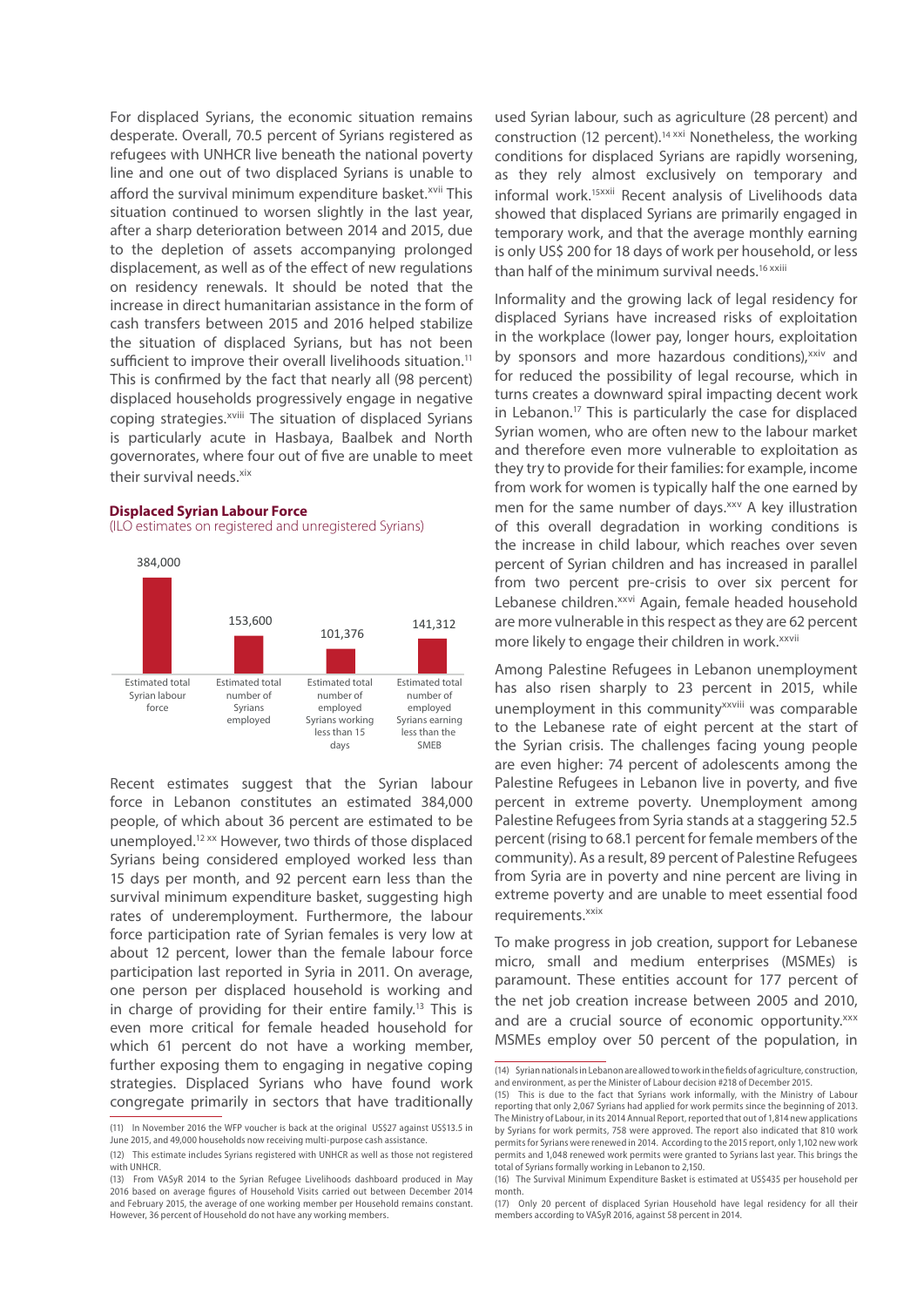For displaced Syrians, the economic situation remains desperate. Overall, 70.5 percent of Syrians registered as refugees with UNHCR live beneath the national poverty line and one out of two displaced Syrians is unable to afford the survival minimum expenditure basket.[xvii] This situation continued to worsen slightly in the last year, after a sharp deterioration between 2014 and 2015, due to the depletion of assets accompanying prolonged displacement, as well as of the effect of new regulations on residency renewals. It should be noted that the increase in direct humanitarian assistance in the form of cash transfers between 2015 and 2016 helped stabilize the situation of displaced Syrians, but has not been sufficient to improve their overall livelihoods situation.[11] This is confirmed by the fact that nearly all (98 percent) displaced households progressively engage in negative coping strategies.[xviii] The situation of displaced Syrians is particularly acute in Hasbaya, Baalbek and North governorates, where four out of five are unable to meet their survival needs.[xix]

**Displaced Syrian Labour Force**
(ILO estimates on registered and unregistered Syrians)

| Estimated total Syrian labour force | Estimated total number of Syrians employed | Estimated total number of employed Syrians working less than 15 days | Estimated total number of employed Syrians earning less than the SMEB |
|---|---|---|---|
| 384,000 | 153,600 | 101,376 | 141,312 |

Recent estimates suggest that the Syrian labour force in Lebanon constitutes an estimated 384,000 people, of which about 36 percent are estimated to be unemployed.[12 xx] However, two thirds of those displaced Syrians being considered employed worked less than 15 days per month, and 92 percent earn less than the survival minimum expenditure basket, suggesting high rates of underemployment. Furthermore, the labour force participation rate of Syrian females is very low at about 12 percent, lower than the female labour force participation last reported in Syria in 2011. On average, one person per displaced household is working and in charge of providing for their entire family.[13] This is even more critical for female headed household for which 61 percent do not have a working member, further exposing them to engaging in negative coping strategies. Displaced Syrians who have found work congregate primarily in sectors that have traditionally used Syrian labour, such as agriculture (28 percent) and construction (12 percent).[14 xxi] Nonetheless, the working conditions for displaced Syrians are rapidly worsening, as they rely almost exclusively on temporary and informal work.[15xxii] Recent analysis of Livelihoods data showed that displaced Syrians are primarily engaged in temporary work, and that the average monthly earning is only US$ 200 for 18 days of work per household, or less than half of the minimum survival needs.[16 xxiii]

Informality and the growing lack of legal residency for displaced Syrians have increased risks of exploitation in the workplace (lower pay, longer hours, exploitation by sponsors and more hazardous conditions),[xxiv] and for reduced the possibility of legal recourse, which in turns creates a downward spiral impacting decent work in Lebanon.[17] This is particularly the case for displaced Syrian women, who are often new to the labour market and therefore even more vulnerable to exploitation as they try to provide for their families: for example, income from work for women is typically half the one earned by men for the same number of days.[xxv] A key illustration of this overall degradation in working conditions is the increase in child labour, which reaches over seven percent of Syrian children and has increased in parallel from two percent pre-crisis to over six percent for Lebanese children.[xxvi] Again, female headed household are more vulnerable in this respect as they are 62 percent more likely to engage their children in work.[xxvii]

Among Palestine Refugees in Lebanon unemployment has also risen sharply to 23 percent in 2015, while unemployment in this community[xxviii] was comparable to the Lebanese rate of eight percent at the start of the Syrian crisis. The challenges facing young people are even higher: 74 percent of adolescents among the Palestine Refugees in Lebanon live in poverty, and five percent in extreme poverty. Unemployment among Palestine Refugees from Syria stands at a staggering 52.5 percent (rising to 68.1 percent for female members of the community). As a result, 89 percent of Palestine Refugees from Syria are in poverty and nine percent are living in extreme poverty and are unable to meet essential food requirements.[xxix]

To make progress in job creation, support for Lebanese micro, small and medium enterprises (MSMEs) is paramount. These entities account for 177 percent of the net job creation increase between 2005 and 2010, and are a crucial source of economic opportunity.[xxx] MSMEs employ over 50 percent of the population, in

---

(11) In November 2016 the WFP voucher is back at the original US$27 against US$13.5 in June 2015, and 49,000 households now receiving multi-purpose cash assistance.

(12) This estimate includes Syrians registered with UNHCR as well as those not registered with UNHCR.

(13) From VASyR 2014 to the Syrian Refugee Livelihoods dashboard produced in May 2016 based on average figures of Household Visits carried out between December 2014 and February 2015, the average of one working member per Household remains constant. However, 36 percent of Household do not have any working members.

(14) Syrian nationals in Lebanon are allowed to work in the fields of agriculture, construction, and environment, as per the Minister of Labour decision #218 of December 2015.

(15) This is due to the fact that Syrians work informally, with the Ministry of Labour reporting that only 2,067 Syrians had applied for work permits since the beginning of 2013. The Ministry of Labour, in its 2014 Annual Report, reported that out of 1,814 new applications by Syrians for work permits, 758 were approved. The report also indicated that 810 work permits for Syrians were renewed in 2014. According to the 2015 report, only 1,102 new work permits and 1,048 renewed work permits were granted to Syrians last year. This brings the total of Syrians formally working in Lebanon to 2,150.

(16) The Survival Minimum Expenditure Basket is estimated at US$435 per household per month.

(17) Only 20 percent of displaced Syrian Household have legal residency for all their members according to VASyR 2016, against 58 percent in 2014.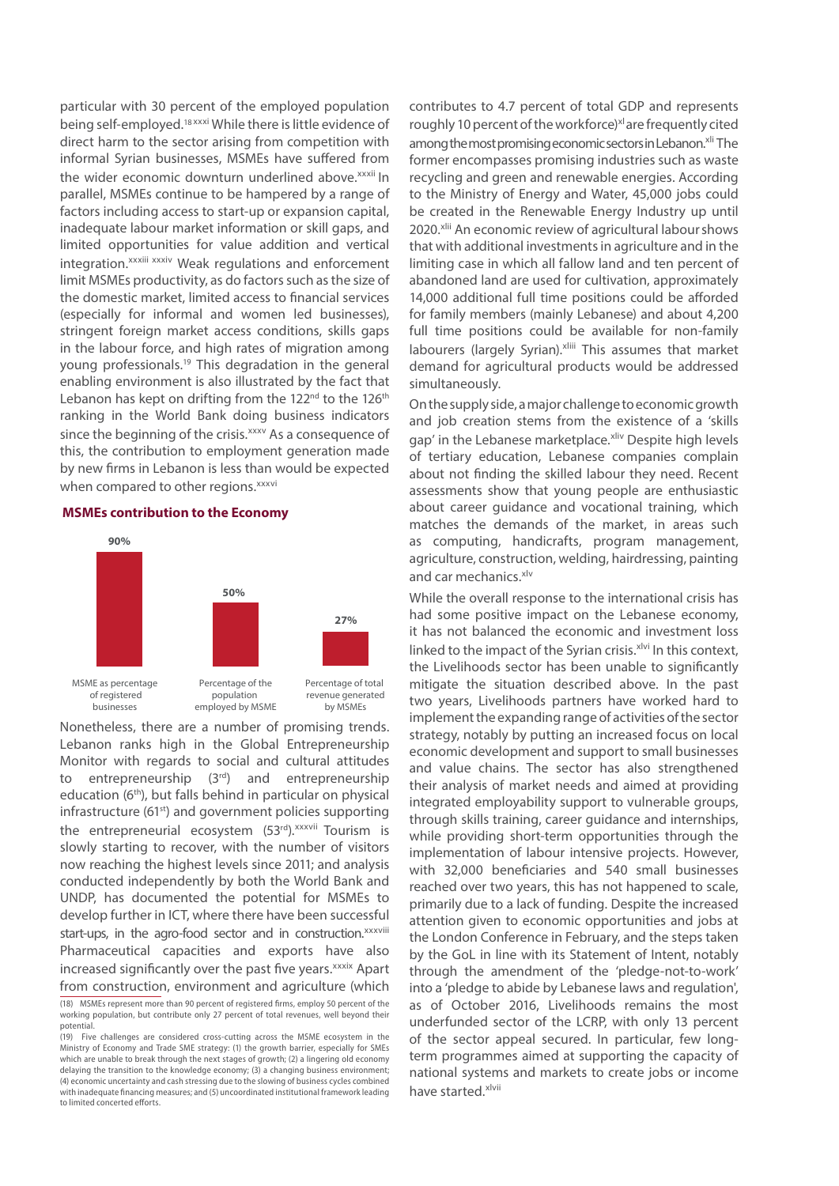particular with 30 percent of the employed population being self-employed.[18 xxxi] While there is little evidence of direct harm to the sector arising from competition with informal Syrian businesses, MSMEs have suffered from the wider economic downturn underlined above.[xxxii] In parallel, MSMEs continue to be hampered by a range of factors including access to start-up or expansion capital, inadequate labour market information or skill gaps, and limited opportunities for value addition and vertical integration.[xxxiii xxxiv] Weak regulations and enforcement limit MSMEs productivity, as do factors such as the size of the domestic market, limited access to financial services (especially for informal and women led businesses), stringent foreign market access conditions, skills gaps in the labour force, and high rates of migration among young professionals.[19] This degradation in the general enabling environment is also illustrated by the fact that Lebanon has kept on drifting from the 122nd to the 126th ranking in the World Bank doing business indicators since the beginning of the crisis.[xxxv] As a consequence of this, the contribution to employment generation made by new firms in Lebanon is less than would be expected when compared to other regions.[xxxvi]

**MSMEs contribution to the Economy**

| MSME as percentage of registered businesses | Percentage of the population employed by MSME | Percentage of total revenue generated by MSMEs |
|---|---|---|
| 90% | 50% | 27% |

Nonetheless, there are a number of promising trends. Lebanon ranks high in the Global Entrepreneurship Monitor with regards to social and cultural attitudes to entrepreneurship (3rd) and entrepreneurship education (6th), but falls behind in particular on physical infrastructure (61st) and government policies supporting the entrepreneurial ecosystem (53rd).[xxxvii] Tourism is slowly starting to recover, with the number of visitors now reaching the highest levels since 2011; and analysis conducted independently by both the World Bank and UNDP, has documented the potential for MSMEs to develop further in ICT, where there have been successful start-ups, in the agro-food sector and in construction.[xxxviii] Pharmaceutical capacities and exports have also increased significantly over the past five years.[xxxix] Apart from construction, environment and agriculture (which contributes to 4.7 percent of total GDP and represents roughly 10 percent of the workforce)[xl] are frequently cited among the most promising economic sectors in Lebanon.[xli] The former encompasses promising industries such as waste recycling and green and renewable energies. According to the Ministry of Energy and Water, 45,000 jobs could be created in the Renewable Energy Industry up until 2020.[xlii] An economic review of agricultural labour shows that with additional investments in agriculture and in the limiting case in which all fallow land and ten percent of abandoned land are used for cultivation, approximately 14,000 additional full time positions could be afforded for family members (mainly Lebanese) and about 4,200 full time positions could be available for non-family labourers (largely Syrian).[xliii] This assumes that market demand for agricultural products would be addressed simultaneously.

On the supply side, a major challenge to economic growth and job creation stems from the existence of a 'skills gap' in the Lebanese marketplace.[xliv] Despite high levels of tertiary education, Lebanese companies complain about not finding the skilled labour they need. Recent assessments show that young people are enthusiastic about career guidance and vocational training, which matches the demands of the market, in areas such as computing, handicrafts, program management, agriculture, construction, welding, hairdressing, painting and car mechanics.[xlv]

While the overall response to the international crisis has had some positive impact on the Lebanese economy, it has not balanced the economic and investment loss linked to the impact of the Syrian crisis.[xlvi] In this context, the Livelihoods sector has been unable to significantly mitigate the situation described above. In the past two years, Livelihoods partners have worked hard to implement the expanding range of activities of the sector strategy, notably by putting an increased focus on local economic development and support to small businesses and value chains. The sector has also strengthened their analysis of market needs and aimed at providing integrated employability support to vulnerable groups, through skills training, career guidance and internships, while providing short-term opportunities through the implementation of labour intensive projects. However, with 32,000 beneficiaries and 540 small businesses reached over two years, this has not happened to scale, primarily due to a lack of funding. Despite the increased attention given to economic opportunities and jobs at the London Conference in February, and the steps taken by the GoL in line with its Statement of Intent, notably through the amendment of the 'pledge-not-to-work' into a 'pledge to abide by Lebanese laws and regulation', as of October 2016, Livelihoods remains the most underfunded sector of the LCRP, with only 13 percent of the sector appeal secured. In particular, few long-term programmes aimed at supporting the capacity of national systems and markets to create jobs or income have started.[xlvii]

---

(18) MSMEs represent more than 90 percent of registered firms, employ 50 percent of the working population, but contribute only 27 percent of total revenues, well beyond their potential.

(19) Five challenges are considered cross-cutting across the MSME ecosystem in the Ministry of Economy and Trade SME strategy: (1) the growth barrier, especially for SMEs which are unable to break through the next stages of growth; (2) a lingering old economy delaying the transition to the knowledge economy; (3) a changing business environment; (4) economic uncertainty and cash stressing due to the slowing of business cycles combined with inadequate financing measures; and (5) uncoordinated institutional framework leading to limited concerted efforts.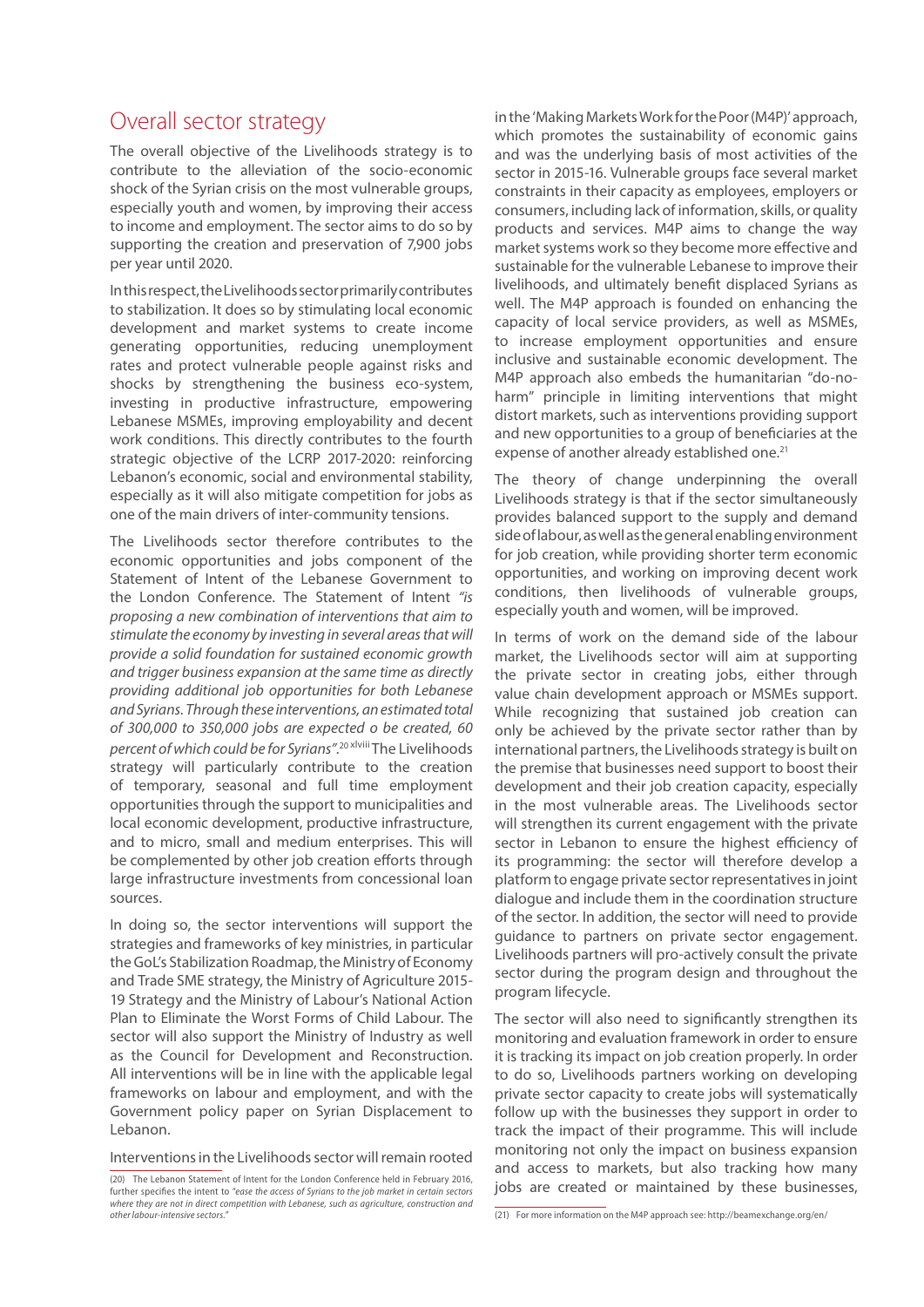## Overall sector strategy

The overall objective of the Livelihoods strategy is to contribute to the alleviation of the socio-economic shock of the Syrian crisis on the most vulnerable groups, especially youth and women, by improving their access to income and employment. The sector aims to do so by supporting the creation and preservation of 7,900 jobs per year until 2020.

In this respect, the Livelihoods sector primarily contributes to stabilization. It does so by stimulating local economic development and market systems to create income generating opportunities, reducing unemployment rates and protect vulnerable people against risks and shocks by strengthening the business eco-system, investing in productive infrastructure, empowering Lebanese MSMEs, improving employability and decent work conditions. This directly contributes to the fourth strategic objective of the LCRP 2017-2020: reinforcing Lebanon's economic, social and environmental stability, especially as it will also mitigate competition for jobs as one of the main drivers of inter-community tensions.

The Livelihoods sector therefore contributes to the economic opportunities and jobs component of the Statement of Intent of the Lebanese Government to the London Conference. The Statement of Intent *"is proposing a new combination of interventions that aim to stimulate the economy by investing in several areas that will provide a solid foundation for sustained economic growth and trigger business expansion at the same time as directly providing additional job opportunities for both Lebanese and Syrians. Through these interventions, an estimated total of 300,000 to 350,000 jobs are expected o be created, 60 percent of which could be for Syrians"*.[20][xlviii] The Livelihoods strategy will particularly contribute to the creation of temporary, seasonal and full time employment opportunities through the support to municipalities and local economic development, productive infrastructure, and to micro, small and medium enterprises. This will be complemented by other job creation efforts through large infrastructure investments from concessional loan sources.

In doing so, the sector interventions will support the strategies and frameworks of key ministries, in particular the GoL's Stabilization Roadmap, the Ministry of Economy and Trade SME strategy, the Ministry of Agriculture 2015-19 Strategy and the Ministry of Labour's National Action Plan to Eliminate the Worst Forms of Child Labour. The sector will also support the Ministry of Industry as well as the Council for Development and Reconstruction. All interventions will be in line with the applicable legal frameworks on labour and employment, and with the Government policy paper on Syrian Displacement to Lebanon.

Interventions in the Livelihoods sector will remain rooted in the 'Making Markets Work for the Poor (M4P)' approach, which promotes the sustainability of economic gains and was the underlying basis of most activities of the sector in 2015-16. Vulnerable groups face several market constraints in their capacity as employees, employers or consumers, including lack of information, skills, or quality products and services. M4P aims to change the way market systems work so they become more effective and sustainable for the vulnerable Lebanese to improve their livelihoods, and ultimately benefit displaced Syrians as well. The M4P approach is founded on enhancing the capacity of local service providers, as well as MSMEs, to increase employment opportunities and ensure inclusive and sustainable economic development. The M4P approach also embeds the humanitarian "do-no-harm" principle in limiting interventions that might distort markets, such as interventions providing support and new opportunities to a group of beneficiaries at the expense of another already established one.[21]

The theory of change underpinning the overall Livelihoods strategy is that if the sector simultaneously provides balanced support to the supply and demand side of labour, as well as the general enabling environment for job creation, while providing shorter term economic opportunities, and working on improving decent work conditions, then livelihoods of vulnerable groups, especially youth and women, will be improved.

In terms of work on the demand side of the labour market, the Livelihoods sector will aim at supporting the private sector in creating jobs, either through value chain development approach or MSMEs support. While recognizing that sustained job creation can only be achieved by the private sector rather than by international partners, the Livelihoods strategy is built on the premise that businesses need support to boost their development and their job creation capacity, especially in the most vulnerable areas. The Livelihoods sector will strengthen its current engagement with the private sector in Lebanon to ensure the highest efficiency of its programming: the sector will therefore develop a platform to engage private sector representatives in joint dialogue and include them in the coordination structure of the sector. In addition, the sector will need to provide guidance to partners on private sector engagement. Livelihoods partners will pro-actively consult the private sector during the program design and throughout the program lifecycle.

The sector will also need to significantly strengthen its monitoring and evaluation framework in order to ensure it is tracking its impact on job creation properly. In order to do so, Livelihoods partners working on developing private sector capacity to create jobs will systematically follow up with the businesses they support in order to track the impact of their programme. This will include monitoring not only the impact on business expansion and access to markets, but also tracking how many jobs are created or maintained by these businesses,

---

(20) The Lebanon Statement of Intent for the London Conference held in February 2016, further specifies the intent to *"ease the access of Syrians to the job market in certain sectors where they are not in direct competition with Lebanese, such as agriculture, construction and other labour-intensive sectors."*

(21) For more information on the M4P approach see: http://beamexchange.org/en/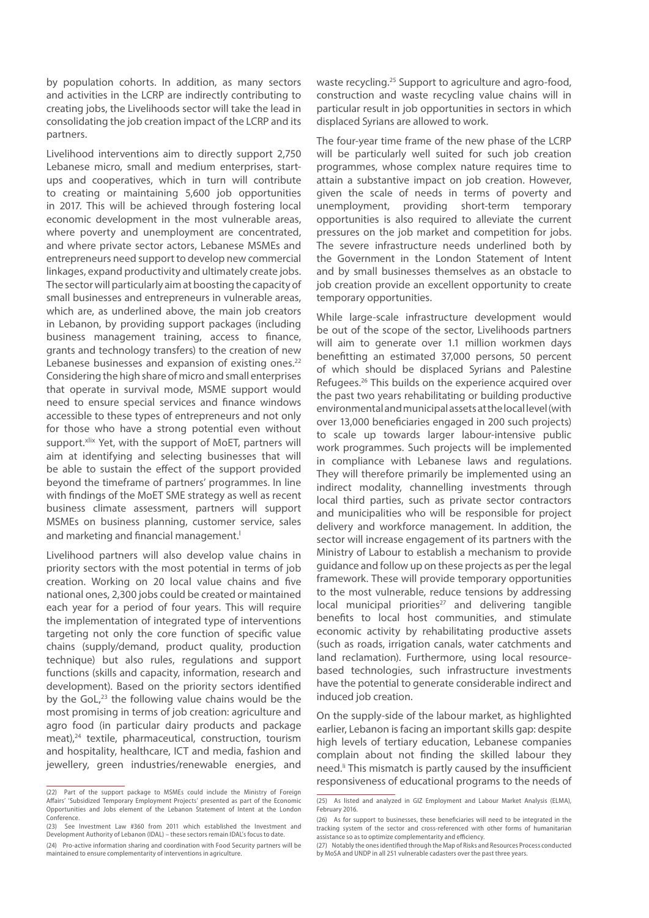by population cohorts. In addition, as many sectors and activities in the LCRP are indirectly contributing to creating jobs, the Livelihoods sector will take the lead in consolidating the job creation impact of the LCRP and its partners.

Livelihood interventions aim to directly support 2,750 Lebanese micro, small and medium enterprises, start-ups and cooperatives, which in turn will contribute to creating or maintaining 5,600 job opportunities in 2017. This will be achieved through fostering local economic development in the most vulnerable areas, where poverty and unemployment are concentrated, and where private sector actors, Lebanese MSMEs and entrepreneurs need support to develop new commercial linkages, expand productivity and ultimately create jobs. The sector will particularly aim at boosting the capacity of small businesses and entrepreneurs in vulnerable areas, which are, as underlined above, the main job creators in Lebanon, by providing support packages (including business management training, access to finance, grants and technology transfers) to the creation of new Lebanese businesses and expansion of existing ones.[22] Considering the high share of micro and small enterprises that operate in survival mode, MSME support would need to ensure special services and finance windows accessible to these types of entrepreneurs and not only for those who have a strong potential even without support.[xlix] Yet, with the support of MoET, partners will aim at identifying and selecting businesses that will be able to sustain the effect of the support provided beyond the timeframe of partners' programmes. In line with findings of the MoET SME strategy as well as recent business climate assessment, partners will support MSMEs on business planning, customer service, sales and marketing and financial management.[l]

Livelihood partners will also develop value chains in priority sectors with the most potential in terms of job creation. Working on 20 local value chains and five national ones, 2,300 jobs could be created or maintained each year for a period of four years. This will require the implementation of integrated type of interventions targeting not only the core function of specific value chains (supply/demand, product quality, production technique) but also rules, regulations and support functions (skills and capacity, information, research and development). Based on the priority sectors identified by the GoL,[23] the following value chains would be the most promising in terms of job creation: agriculture and agro food (in particular dairy products and package meat),[24] textile, pharmaceutical, construction, tourism and hospitality, healthcare, ICT and media, fashion and jewellery, green industries/renewable energies, and waste recycling.[25] Support to agriculture and agro-food, construction and waste recycling value chains will in particular result in job opportunities in sectors in which displaced Syrians are allowed to work.

The four-year time frame of the new phase of the LCRP will be particularly well suited for such job creation programmes, whose complex nature requires time to attain a substantive impact on job creation. However, given the scale of needs in terms of poverty and unemployment, providing short-term temporary opportunities is also required to alleviate the current pressures on the job market and competition for jobs. The severe infrastructure needs underlined both by the Government in the London Statement of Intent and by small businesses themselves as an obstacle to job creation provide an excellent opportunity to create temporary opportunities.

While large-scale infrastructure development would be out of the scope of the sector, Livelihoods partners will aim to generate over 1.1 million workmen days benefitting an estimated 37,000 persons, 50 percent of which should be displaced Syrians and Palestine Refugees.[26] This builds on the experience acquired over the past two years rehabilitating or building productive environmental and municipal assets at the local level (with over 13,000 beneficiaries engaged in 200 such projects) to scale up towards larger labour-intensive public work programmes. Such projects will be implemented in compliance with Lebanese laws and regulations. They will therefore primarily be implemented using an indirect modality, channelling investments through local third parties, such as private sector contractors and municipalities who will be responsible for project delivery and workforce management. In addition, the sector will increase engagement of its partners with the Ministry of Labour to establish a mechanism to provide guidance and follow up on these projects as per the legal framework. These will provide temporary opportunities to the most vulnerable, reduce tensions by addressing local municipal priorities[27] and delivering tangible benefits to local host communities, and stimulate economic activity by rehabilitating productive assets (such as roads, irrigation canals, water catchments and land reclamation). Furthermore, using local resource-based technologies, such infrastructure investments have the potential to generate considerable indirect and induced job creation.

On the supply-side of the labour market, as highlighted earlier, Lebanon is facing an important skills gap: despite high levels of tertiary education, Lebanese companies complain about not finding the skilled labour they need.[li] This mismatch is partly caused by the insufficient responsiveness of educational programs to the needs of

(22) Part of the support package to MSMEs could include the Ministry of Foreign Affairs' 'Subsidized Temporary Employment Projects' presented as part of the Economic Opportunities and Jobs element of the Lebanon Statement of Intent at the London Conference.

(23) See Investment Law #360 from 2011 which established the Investment and Development Authority of Lebanon (IDAL) – these sectors remain IDAL's focus to date.

(24) Pro-active information sharing and coordination with Food Security partners will be maintained to ensure complementarity of interventions in agriculture.

(25) As listed and analyzed in GIZ Employment and Labour Market Analysis (ELMA), February 2016.

(26) As for support to businesses, these beneficiaries will need to be integrated in the tracking system of the sector and cross-referenced with other forms of humanitarian assistance so as to optimize complementarity and efficiency.

(27) Notably the ones identified through the Map of Risks and Resources Process conducted by MoSA and UNDP in all 251 vulnerable cadasters over the past three years.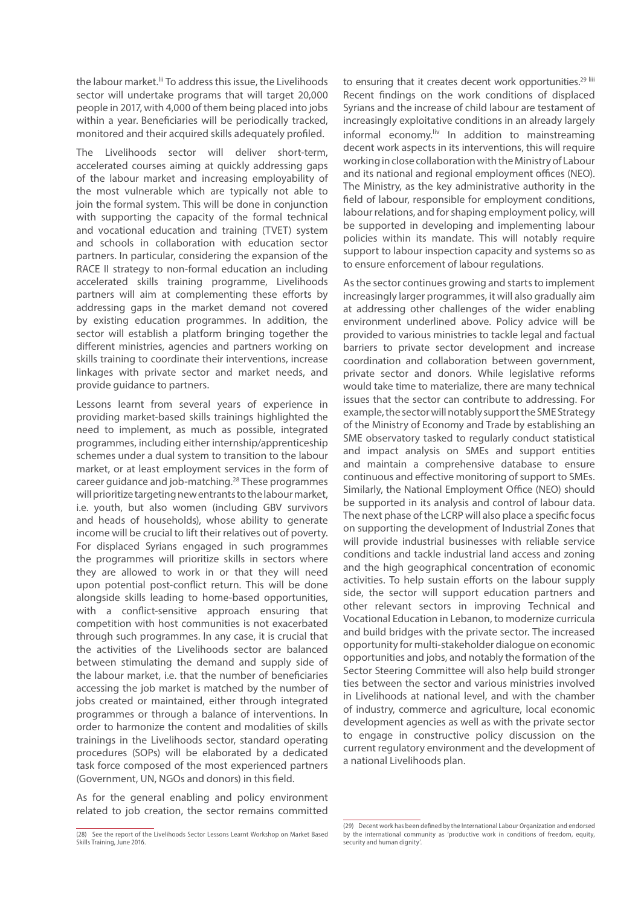the labour market.[lii] To address this issue, the Livelihoods sector will undertake programs that will target 20,000 people in 2017, with 4,000 of them being placed into jobs within a year. Beneficiaries will be periodically tracked, monitored and their acquired skills adequately profiled.

The Livelihoods sector will deliver short-term, accelerated courses aiming at quickly addressing gaps of the labour market and increasing employability of the most vulnerable which are typically not able to join the formal system. This will be done in conjunction with supporting the capacity of the formal technical and vocational education and training (TVET) system and schools in collaboration with education sector partners. In particular, considering the expansion of the RACE II strategy to non-formal education an including accelerated skills training programme, Livelihoods partners will aim at complementing these efforts by addressing gaps in the market demand not covered by existing education programmes. In addition, the sector will establish a platform bringing together the different ministries, agencies and partners working on skills training to coordinate their interventions, increase linkages with private sector and market needs, and provide guidance to partners.

Lessons learnt from several years of experience in providing market-based skills trainings highlighted the need to implement, as much as possible, integrated programmes, including either internship/apprenticeship schemes under a dual system to transition to the labour market, or at least employment services in the form of career guidance and job-matching.[28] These programmes will prioritize targeting new entrants to the labour market, i.e. youth, but also women (including GBV survivors and heads of households), whose ability to generate income will be crucial to lift their relatives out of poverty. For displaced Syrians engaged in such programmes the programmes will prioritize skills in sectors where they are allowed to work in or that they will need upon potential post-conflict return. This will be done alongside skills leading to home-based opportunities, with a conflict-sensitive approach ensuring that competition with host communities is not exacerbated through such programmes. In any case, it is crucial that the activities of the Livelihoods sector are balanced between stimulating the demand and supply side of the labour market, i.e. that the number of beneficiaries accessing the job market is matched by the number of jobs created or maintained, either through integrated programmes or through a balance of interventions. In order to harmonize the content and modalities of skills trainings in the Livelihoods sector, standard operating procedures (SOPs) will be elaborated by a dedicated task force composed of the most experienced partners (Government, UN, NGOs and donors) in this field.

As for the general enabling and policy environment related to job creation, the sector remains committed to ensuring that it creates decent work opportunities.[29] [liii] Recent findings on the work conditions of displaced Syrians and the increase of child labour are testament of increasingly exploitative conditions in an already largely informal economy.[liv] In addition to mainstreaming decent work aspects in its interventions, this will require working in close collaboration with the Ministry of Labour and its national and regional employment offices (NEO). The Ministry, as the key administrative authority in the field of labour, responsible for employment conditions, labour relations, and for shaping employment policy, will be supported in developing and implementing labour policies within its mandate. This will notably require support to labour inspection capacity and systems so as to ensure enforcement of labour regulations.

As the sector continues growing and starts to implement increasingly larger programmes, it will also gradually aim at addressing other challenges of the wider enabling environment underlined above. Policy advice will be provided to various ministries to tackle legal and factual barriers to private sector development and increase coordination and collaboration between government, private sector and donors. While legislative reforms would take time to materialize, there are many technical issues that the sector can contribute to addressing. For example, the sector will notably support the SME Strategy of the Ministry of Economy and Trade by establishing an SME observatory tasked to regularly conduct statistical and impact analysis on SMEs and support entities and maintain a comprehensive database to ensure continuous and effective monitoring of support to SMEs. Similarly, the National Employment Office (NEO) should be supported in its analysis and control of labour data. The next phase of the LCRP will also place a specific focus on supporting the development of Industrial Zones that will provide industrial businesses with reliable service conditions and tackle industrial land access and zoning and the high geographical concentration of economic activities. To help sustain efforts on the labour supply side, the sector will support education partners and other relevant sectors in improving Technical and Vocational Education in Lebanon, to modernize curricula and build bridges with the private sector. The increased opportunity for multi-stakeholder dialogue on economic opportunities and jobs, and notably the formation of the Sector Steering Committee will also help build stronger ties between the sector and various ministries involved in Livelihoods at national level, and with the chamber of industry, commerce and agriculture, local economic development agencies as well as with the private sector to engage in constructive policy discussion on the current regulatory environment and the development of a national Livelihoods plan.

---

(28) See the report of the Livelihoods Sector Lessons Learnt Workshop on Market Based Skills Training, June 2016.

(29) Decent work has been defined by the International Labour Organization and endorsed by the international community as 'productive work in conditions of freedom, equity, security and human dignity'.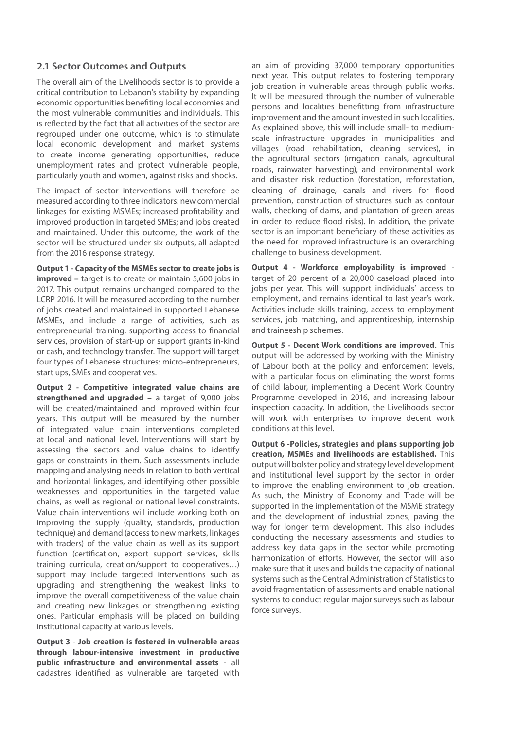## 2.1 Sector Outcomes and Outputs

The overall aim of the Livelihoods sector is to provide a critical contribution to Lebanon's stability by expanding economic opportunities benefiting local economies and the most vulnerable communities and individuals. This is reflected by the fact that all activities of the sector are regrouped under one outcome, which is to stimulate local economic development and market systems to create income generating opportunities, reduce unemployment rates and protect vulnerable people, particularly youth and women, against risks and shocks.

The impact of sector interventions will therefore be measured according to three indicators: new commercial linkages for existing MSMEs; increased profitability and improved production in targeted SMEs; and jobs created and maintained. Under this outcome, the work of the sector will be structured under six outputs, all adapted from the 2016 response strategy.

**Output 1 - Capacity of the MSMEs sector to create jobs is improved –** target is to create or maintain 5,600 jobs in 2017. This output remains unchanged compared to the LCRP 2016. It will be measured according to the number of jobs created and maintained in supported Lebanese MSMEs, and include a range of activities, such as entrepreneurial training, supporting access to financial services, provision of start-up or support grants in-kind or cash, and technology transfer. The support will target four types of Lebanese structures: micro-entrepreneurs, start ups, SMEs and cooperatives.

**Output 2 - Competitive integrated value chains are strengthened and upgraded** – a target of 9,000 jobs will be created/maintained and improved within four years. This output will be measured by the number of integrated value chain interventions completed at local and national level. Interventions will start by assessing the sectors and value chains to identify gaps or constraints in them. Such assessments include mapping and analysing needs in relation to both vertical and horizontal linkages, and identifying other possible weaknesses and opportunities in the targeted value chains, as well as regional or national level constraints. Value chain interventions will include working both on improving the supply (quality, standards, production technique) and demand (access to new markets, linkages with traders) of the value chain as well as its support function (certification, export support services, skills training curricula, creation/support to cooperatives…) support may include targeted interventions such as upgrading and strengthening the weakest links to improve the overall competitiveness of the value chain and creating new linkages or strengthening existing ones. Particular emphasis will be placed on building institutional capacity at various levels.

**Output 3 - Job creation is fostered in vulnerable areas through labour-intensive investment in productive public infrastructure and environmental assets** - all cadastres identified as vulnerable are targeted with an aim of providing 37,000 temporary opportunities next year. This output relates to fostering temporary job creation in vulnerable areas through public works. It will be measured through the number of vulnerable persons and localities benefitting from infrastructure improvement and the amount invested in such localities. As explained above, this will include small- to medium-scale infrastructure upgrades in municipalities and villages (road rehabilitation, cleaning services), in the agricultural sectors (irrigation canals, agricultural roads, rainwater harvesting), and environmental work and disaster risk reduction (forestation, reforestation, cleaning of drainage, canals and rivers for flood prevention, construction of structures such as contour walls, checking of dams, and plantation of green areas in order to reduce flood risks). In addition, the private sector is an important beneficiary of these activities as the need for improved infrastructure is an overarching challenge to business development.

**Output 4 - Workforce employability is improved** - target of 20 percent of a 20,000 caseload placed into jobs per year. This will support individuals' access to employment, and remains identical to last year's work. Activities include skills training, access to employment services, job matching, and apprenticeship, internship and traineeship schemes.

**Output 5 - Decent Work conditions are improved.** This output will be addressed by working with the Ministry of Labour both at the policy and enforcement levels, with a particular focus on eliminating the worst forms of child labour, implementing a Decent Work Country Programme developed in 2016, and increasing labour inspection capacity. In addition, the Livelihoods sector will work with enterprises to improve decent work conditions at this level.

**Output 6 -Policies, strategies and plans supporting job creation, MSMEs and livelihoods are established.** This output will bolster policy and strategy level development and institutional level support by the sector in order to improve the enabling environment to job creation. As such, the Ministry of Economy and Trade will be supported in the implementation of the MSME strategy and the development of industrial zones, paving the way for longer term development. This also includes conducting the necessary assessments and studies to address key data gaps in the sector while promoting harmonization of efforts. However, the sector will also make sure that it uses and builds the capacity of national systems such as the Central Administration of Statistics to avoid fragmentation of assessments and enable national systems to conduct regular major surveys such as labour force surveys.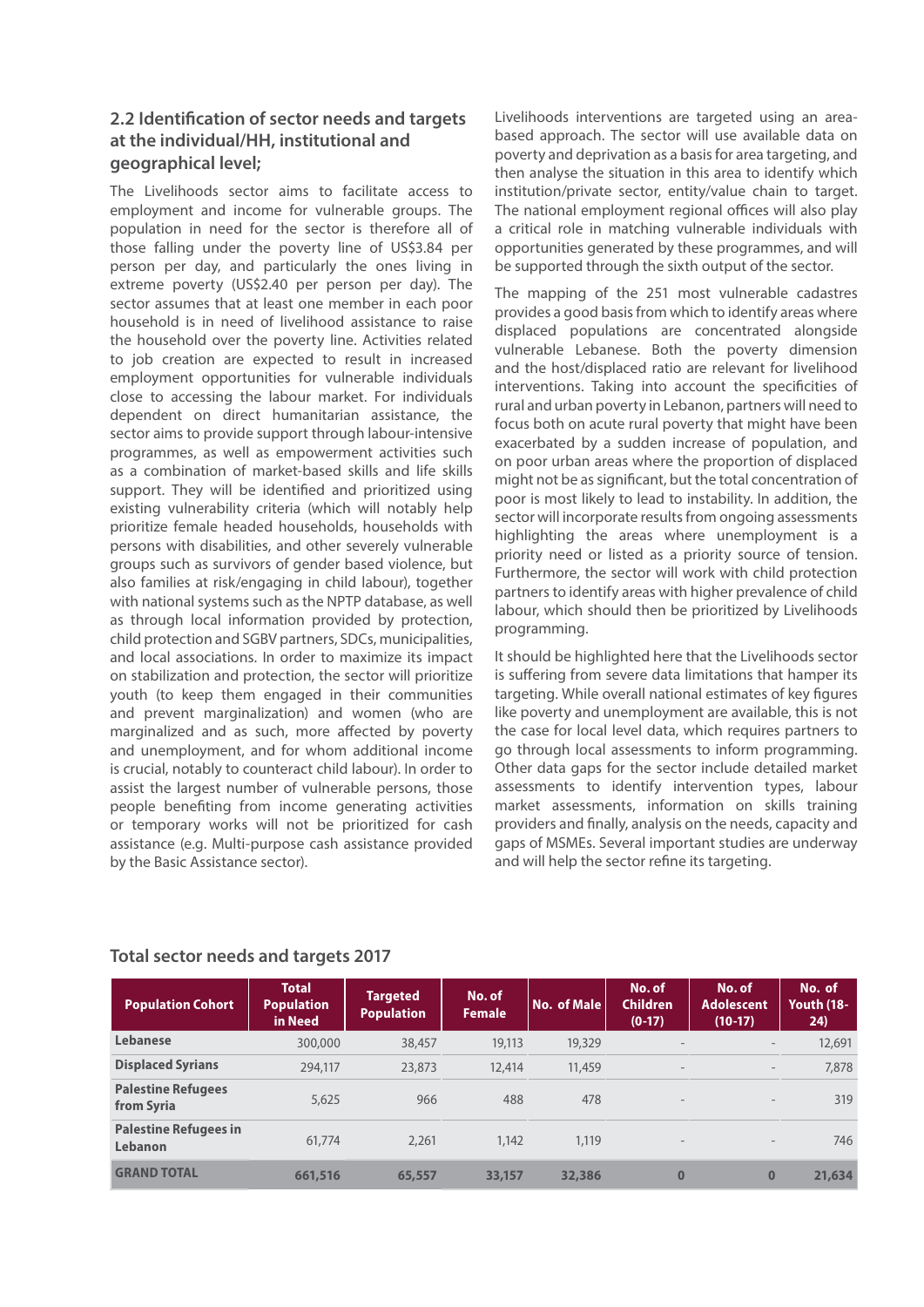## 2.2 Identification of sector needs and targets at the individual/HH, institutional and geographical level;

The Livelihoods sector aims to facilitate access to employment and income for vulnerable groups. The population in need for the sector is therefore all of those falling under the poverty line of US$3.84 per person per day, and particularly the ones living in extreme poverty (US$2.40 per person per day). The sector assumes that at least one member in each poor household is in need of livelihood assistance to raise the household over the poverty line. Activities related to job creation are expected to result in increased employment opportunities for vulnerable individuals close to accessing the labour market. For individuals dependent on direct humanitarian assistance, the sector aims to provide support through labour-intensive programmes, as well as empowerment activities such as a combination of market-based skills and life skills support. They will be identified and prioritized using existing vulnerability criteria (which will notably help prioritize female headed households, households with persons with disabilities, and other severely vulnerable groups such as survivors of gender based violence, but also families at risk/engaging in child labour), together with national systems such as the NPTP database, as well as through local information provided by protection, child protection and SGBV partners, SDCs, municipalities, and local associations. In order to maximize its impact on stabilization and protection, the sector will prioritize youth (to keep them engaged in their communities and prevent marginalization) and women (who are marginalized and as such, more affected by poverty and unemployment, and for whom additional income is crucial, notably to counteract child labour). In order to assist the largest number of vulnerable persons, those people benefiting from income generating activities or temporary works will not be prioritized for cash assistance (e.g. Multi-purpose cash assistance provided by the Basic Assistance sector).

Livelihoods interventions are targeted using an area-based approach. The sector will use available data on poverty and deprivation as a basis for area targeting, and then analyse the situation in this area to identify which institution/private sector, entity/value chain to target. The national employment regional offices will also play a critical role in matching vulnerable individuals with opportunities generated by these programmes, and will be supported through the sixth output of the sector.

The mapping of the 251 most vulnerable cadastres provides a good basis from which to identify areas where displaced populations are concentrated alongside vulnerable Lebanese. Both the poverty dimension and the host/displaced ratio are relevant for livelihood interventions. Taking into account the specificities of rural and urban poverty in Lebanon, partners will need to focus both on acute rural poverty that might have been exacerbated by a sudden increase of population, and on poor urban areas where the proportion of displaced might not be as significant, but the total concentration of poor is most likely to lead to instability. In addition, the sector will incorporate results from ongoing assessments highlighting the areas where unemployment is a priority need or listed as a priority source of tension. Furthermore, the sector will work with child protection partners to identify areas with higher prevalence of child labour, which should then be prioritized by Livelihoods programming.

It should be highlighted here that the Livelihoods sector is suffering from severe data limitations that hamper its targeting. While overall national estimates of key figures like poverty and unemployment are available, this is not the case for local level data, which requires partners to go through local assessments to inform programming. Other data gaps for the sector include detailed market assessments to identify intervention types, labour market assessments, information on skills training providers and finally, analysis on the needs, capacity and gaps of MSMEs. Several important studies are underway and will help the sector refine its targeting.

### Total sector needs and targets 2017

| Population Cohort | Total Population in Need | Targeted Population | No. of Female | No. of Male | No. of Children (0-17) | No. of Adolescent (10-17) | No. of Youth (18-24) |
|---|---|---|---|---|---|---|---|
| Lebanese | 300,000 | 38,457 | 19,113 | 19,329 | - | - | 12,691 |
| Displaced Syrians | 294,117 | 23,873 | 12,414 | 11,459 | - | - | 7,878 |
| Palestine Refugees from Syria | 5,625 | 966 | 488 | 478 | - | - | 319 |
| Palestine Refugees in Lebanon | 61,774 | 2,261 | 1,142 | 1,119 | - | - | 746 |
| **GRAND TOTAL** | **661,516** | **65,557** | **33,157** | **32,386** | **0** | **0** | **21,634** |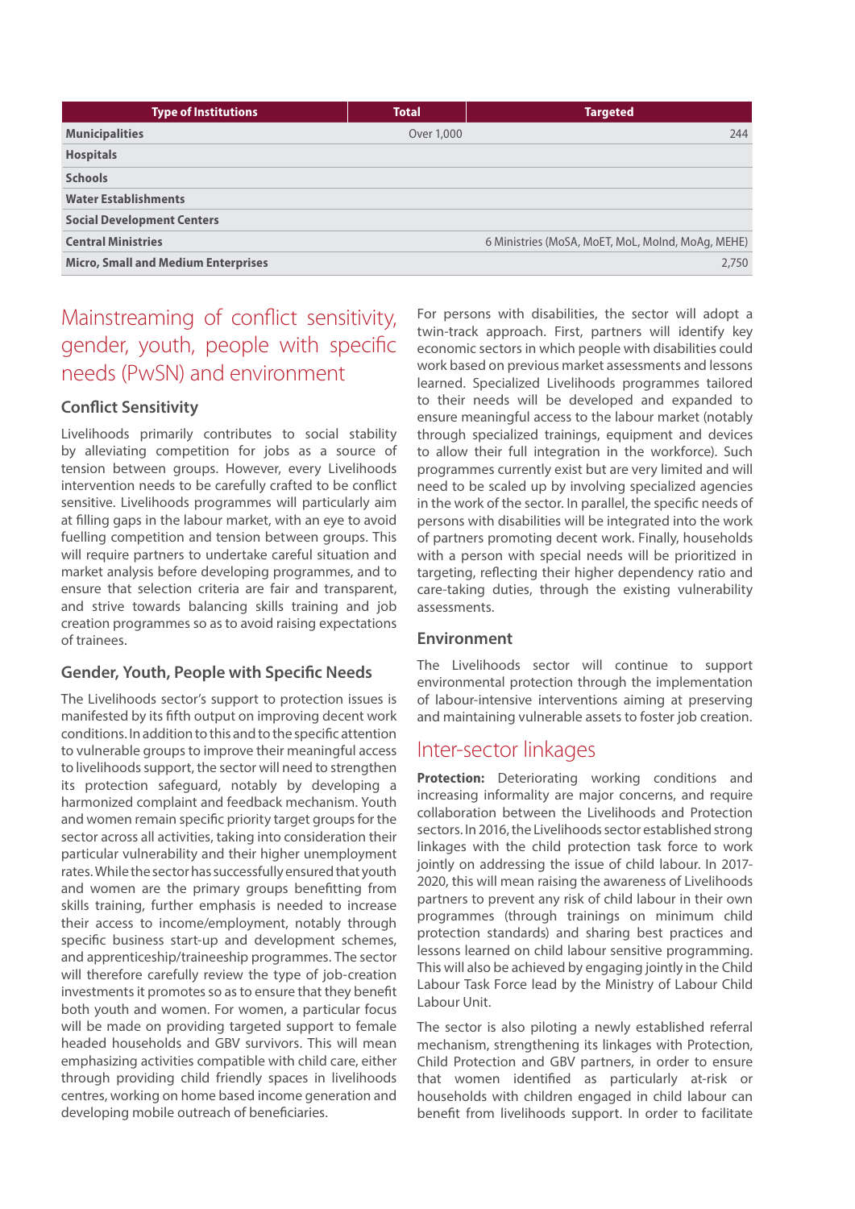| Type of Institutions | Total | Targeted |
|---|---|---|
| **Municipalities** | Over 1,000 | 244 |
| **Hospitals** | | |
| **Schools** | | |
| **Water Establishments** | | |
| **Social Development Centers** | | |
| **Central Ministries** | | 6 Ministries (MoSA, MoET, MoL, MoInd, MoAg, MEHE) |
| **Micro, Small and Medium Enterprises** | | 2,750 |

## Mainstreaming of conflict sensitivity, gender, youth, people with specific needs (PwSN) and environment

### Conflict Sensitivity

Livelihoods primarily contributes to social stability by alleviating competition for jobs as a source of tension between groups. However, every Livelihoods intervention needs to be carefully crafted to be conflict sensitive. Livelihoods programmes will particularly aim at filling gaps in the labour market, with an eye to avoid fuelling competition and tension between groups. This will require partners to undertake careful situation and market analysis before developing programmes, and to ensure that selection criteria are fair and transparent, and strive towards balancing skills training and job creation programmes so as to avoid raising expectations of trainees.

### Gender, Youth, People with Specific Needs

The Livelihoods sector's support to protection issues is manifested by its fifth output on improving decent work conditions. In addition to this and to the specific attention to vulnerable groups to improve their meaningful access to livelihoods support, the sector will need to strengthen its protection safeguard, notably by developing a harmonized complaint and feedback mechanism. Youth and women remain specific priority target groups for the sector across all activities, taking into consideration their particular vulnerability and their higher unemployment rates. While the sector has successfully ensured that youth and women are the primary groups benefitting from skills training, further emphasis is needed to increase their access to income/employment, notably through specific business start-up and development schemes, and apprenticeship/traineeship programmes. The sector will therefore carefully review the type of job-creation investments it promotes so as to ensure that they benefit both youth and women. For women, a particular focus will be made on providing targeted support to female headed households and GBV survivors. This will mean emphasizing activities compatible with child care, either through providing child friendly spaces in livelihoods centres, working on home based income generation and developing mobile outreach of beneficiaries.

For persons with disabilities, the sector will adopt a twin-track approach. First, partners will identify key economic sectors in which people with disabilities could work based on previous market assessments and lessons learned. Specialized Livelihoods programmes tailored to their needs will be developed and expanded to ensure meaningful access to the labour market (notably through specialized trainings, equipment and devices to allow their full integration in the workforce). Such programmes currently exist but are very limited and will need to be scaled up by involving specialized agencies in the work of the sector. In parallel, the specific needs of persons with disabilities will be integrated into the work of partners promoting decent work. Finally, households with a person with special needs will be prioritized in targeting, reflecting their higher dependency ratio and care-taking duties, through the existing vulnerability assessments.

### Environment

The Livelihoods sector will continue to support environmental protection through the implementation of labour-intensive interventions aiming at preserving and maintaining vulnerable assets to foster job creation.

## Inter-sector linkages

**Protection:** Deteriorating working conditions and increasing informality are major concerns, and require collaboration between the Livelihoods and Protection sectors. In 2016, the Livelihoods sector established strong linkages with the child protection task force to work jointly on addressing the issue of child labour. In 2017-2020, this will mean raising the awareness of Livelihoods partners to prevent any risk of child labour in their own programmes (through trainings on minimum child protection standards) and sharing best practices and lessons learned on child labour sensitive programming. This will also be achieved by engaging jointly in the Child Labour Task Force lead by the Ministry of Labour Child Labour Unit.

The sector is also piloting a newly established referral mechanism, strengthening its linkages with Protection, Child Protection and GBV partners, in order to ensure that women identified as particularly at-risk or households with children engaged in child labour can benefit from livelihoods support. In order to facilitate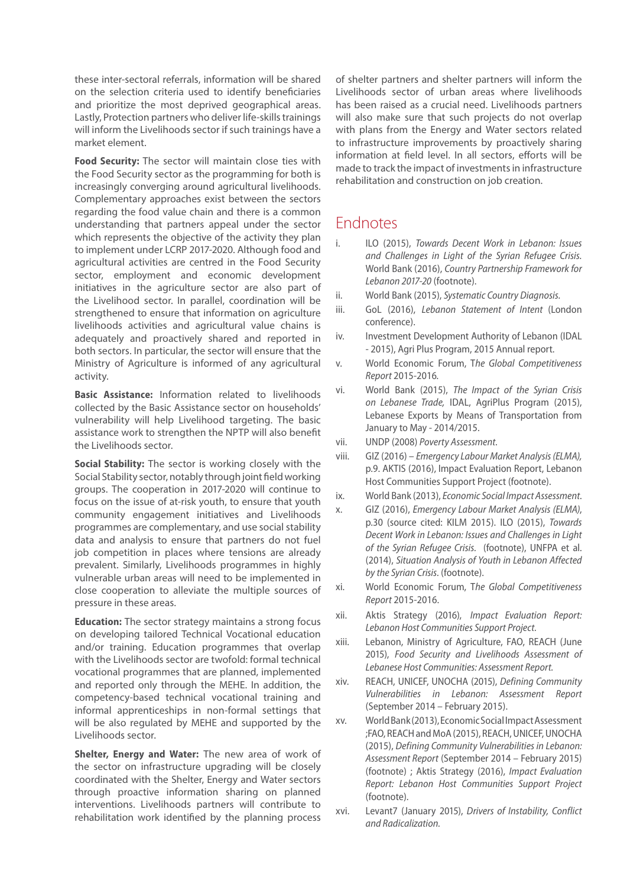these inter-sectoral referrals, information will be shared on the selection criteria used to identify beneficiaries and prioritize the most deprived geographical areas. Lastly, Protection partners who deliver life-skills trainings will inform the Livelihoods sector if such trainings have a market element.

**Food Security:** The sector will maintain close ties with the Food Security sector as the programming for both is increasingly converging around agricultural livelihoods. Complementary approaches exist between the sectors regarding the food value chain and there is a common understanding that partners appeal under the sector which represents the objective of the activity they plan to implement under LCRP 2017-2020. Although food and agricultural activities are centred in the Food Security sector, employment and economic development initiatives in the agriculture sector are also part of the Livelihood sector. In parallel, coordination will be strengthened to ensure that information on agriculture livelihoods activities and agricultural value chains is adequately and proactively shared and reported in both sectors. In particular, the sector will ensure that the Ministry of Agriculture is informed of any agricultural activity.

**Basic Assistance:** Information related to livelihoods collected by the Basic Assistance sector on households' vulnerability will help Livelihood targeting. The basic assistance work to strengthen the NPTP will also benefit the Livelihoods sector.

**Social Stability:** The sector is working closely with the Social Stability sector, notably through joint field working groups. The cooperation in 2017-2020 will continue to focus on the issue of at-risk youth, to ensure that youth community engagement initiatives and Livelihoods programmes are complementary, and use social stability data and analysis to ensure that partners do not fuel job competition in places where tensions are already prevalent. Similarly, Livelihoods programmes in highly vulnerable urban areas will need to be implemented in close cooperation to alleviate the multiple sources of pressure in these areas.

**Education:** The sector strategy maintains a strong focus on developing tailored Technical Vocational education and/or training. Education programmes that overlap with the Livelihoods sector are twofold: formal technical vocational programmes that are planned, implemented and reported only through the MEHE. In addition, the competency-based technical vocational training and informal apprenticeships in non-formal settings that will be also regulated by MEHE and supported by the Livelihoods sector.

**Shelter, Energy and Water:** The new area of work of the sector on infrastructure upgrading will be closely coordinated with the Shelter, Energy and Water sectors through proactive information sharing on planned interventions. Livelihoods partners will contribute to rehabilitation work identified by the planning process of shelter partners and shelter partners will inform the Livelihoods sector of urban areas where livelihoods has been raised as a crucial need. Livelihoods partners will also make sure that such projects do not overlap with plans from the Energy and Water sectors related to infrastructure improvements by proactively sharing information at field level. In all sectors, efforts will be made to track the impact of investments in infrastructure rehabilitation and construction on job creation.

## Endnotes

i. ILO (2015), *Towards Decent Work in Lebanon: Issues and Challenges in Light of the Syrian Refugee Crisis.* World Bank (2016), *Country Partnership Framework for Lebanon 2017-20* (footnote).

ii. World Bank (2015), *Systematic Country Diagnosis.*

iii. GoL (2016), *Lebanon Statement of Intent* (London conference).

iv. Investment Development Authority of Lebanon (IDAL - 2015), Agri Plus Program, 2015 Annual report.

v. World Economic Forum, T*he Global Competitiveness Report* 2015-2016.

vi. World Bank (2015), *The Impact of the Syrian Crisis on Lebanese Trade,* IDAL, AgriPlus Program (2015), Lebanese Exports by Means of Transportation from January to May - 2014/2015.

vii. UNDP (2008) *Poverty Assessment.*

viii. GIZ (2016) – *Emergency Labour Market Analysis (ELMA),* p.9. AKTIS (2016), Impact Evaluation Report, Lebanon Host Communities Support Project (footnote).

ix. World Bank (2013), *Economic Social Impact Assessment.*

x. GIZ (2016), *Emergency Labour Market Analysis (ELMA)*, p.30 (source cited: KILM 2015). ILO (2015), *Towards Decent Work in Lebanon: Issues and Challenges in Light of the Syrian Refugee Crisis.* (footnote), UNFPA et al. (2014), *Situation Analysis of Youth in Lebanon Affected by the Syrian Crisis*. (footnote).

xi. World Economic Forum, T*he Global Competitiveness Report* 2015-2016.

xii. Aktis Strategy (2016), *Impact Evaluation Report: Lebanon Host Communities Support Project.*

xiii. Lebanon, Ministry of Agriculture, FAO, REACH (June 2015), *Food Security and Livelihoods Assessment of Lebanese Host Communities: Assessment Report.*

xiv. REACH, UNICEF, UNOCHA (2015), *Defining Community Vulnerabilities in Lebanon: Assessment Report* (September 2014 – February 2015).

xv. World Bank (2013), Economic Social Impact Assessment ;FAO, REACH and MoA (2015), REACH, UNICEF, UNOCHA (2015), *Defining Community Vulnerabilities in Lebanon: Assessment Report* (September 2014 – February 2015) (footnote) ; Aktis Strategy (2016), *Impact Evaluation Report: Lebanon Host Communities Support Project* (footnote).

xvi. Levant7 (January 2015), *Drivers of Instability, Conflict and Radicalization.*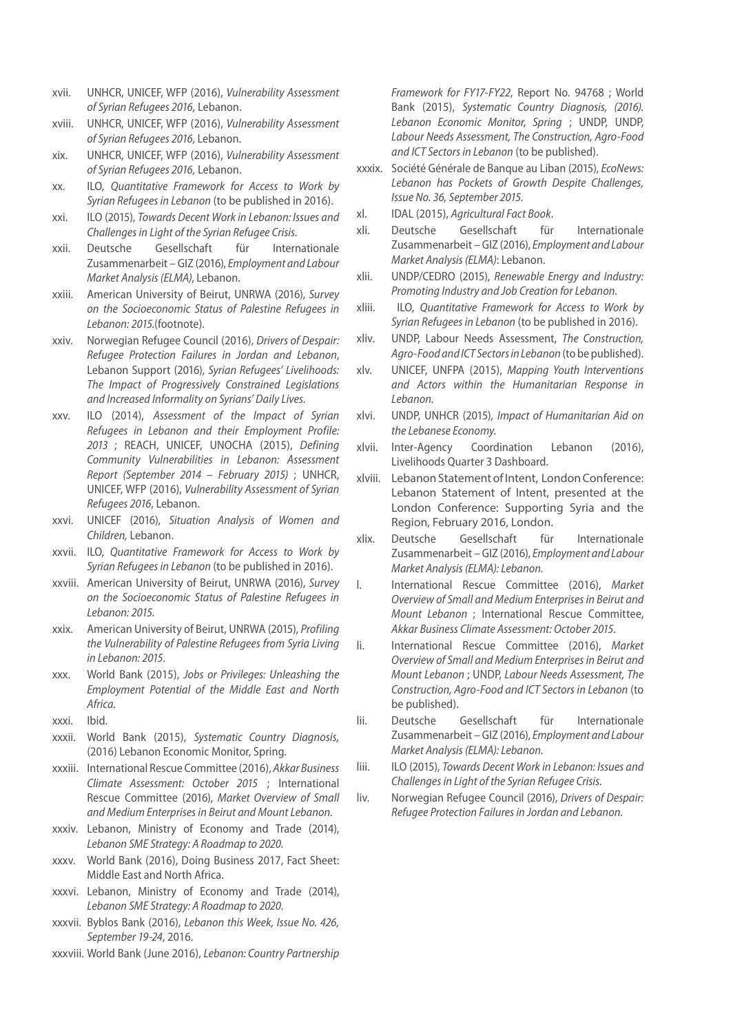- xvii. UNHCR, UNICEF, WFP (2016), *Vulnerability Assessment of Syrian Refugees 2016,* Lebanon.
- xviii. UNHCR, UNICEF, WFP (2016), *Vulnerability Assessment of Syrian Refugees 2016,* Lebanon.
- xix. UNHCR, UNICEF, WFP (2016), *Vulnerability Assessment of Syrian Refugees 2016,* Lebanon.
- xx. ILO, *Quantitative Framework for Access to Work by Syrian Refugees in Lebanon* (to be published in 2016).
- xxi. ILO (2015), *Towards Decent Work in Lebanon: Issues and Challenges in Light of the Syrian Refugee Crisis.*
- xxii. Deutsche Gesellschaft für Internationale Zusammenarbeit – GIZ (2016), *Employment and Labour Market Analysis (ELMA)*, Lebanon.
- xxiii. American University of Beirut, UNRWA (2016), *Survey on the Socioeconomic Status of Palestine Refugees in Lebanon: 2015.*(footnote).
- xxiv. Norwegian Refugee Council (2016), *Drivers of Despair: Refugee Protection Failures in Jordan and Lebanon*, Lebanon Support (2016), *Syrian Refugees' Livelihoods: The Impact of Progressively Constrained Legislations and Increased Informality on Syrians' Daily Lives.*
- xxv. ILO (2014), *Assessment of the Impact of Syrian Refugees in Lebanon and their Employment Profile: 2013* ; REACH, UNICEF, UNOCHA (2015), *Defining Community Vulnerabilities in Lebanon: Assessment Report (September 2014 – February 2015)* ; UNHCR, UNICEF, WFP (2016), *Vulnerability Assessment of Syrian Refugees 2016*, Lebanon.
- xxvi. UNICEF (2016), *Situation Analysis of Women and Children,* Lebanon.
- xxvii. ILO, *Quantitative Framework for Access to Work by Syrian Refugees in Lebanon* (to be published in 2016).
- xxviii. American University of Beirut, UNRWA (2016), *Survey on the Socioeconomic Status of Palestine Refugees in Lebanon: 2015.*
- xxix. American University of Beirut, UNRWA (2015), *Profiling the Vulnerability of Palestine Refugees from Syria Living in Lebanon: 2015.*
- xxx. World Bank (2015), *Jobs or Privileges: Unleashing the Employment Potential of the Middle East and North Africa.*
- xxxi. Ibid.
- xxxii. World Bank (2015), *Systematic Country Diagnosis,* (2016) Lebanon Economic Monitor, Spring.
- xxxiii. International Rescue Committee (2016), *Akkar Business Climate Assessment: October 2015* ; International Rescue Committee (2016), *Market Overview of Small and Medium Enterprises in Beirut and Mount Lebanon.*
- xxxiv. Lebanon, Ministry of Economy and Trade (2014), *Lebanon SME Strategy: A Roadmap to 2020.*
- xxxv. World Bank (2016), Doing Business 2017, Fact Sheet: Middle East and North Africa.
- xxxvi. Lebanon, Ministry of Economy and Trade (2014), *Lebanon SME Strategy: A Roadmap to 2020.*
- xxxvii. Byblos Bank (2016), *Lebanon this Week, Issue No. 426, September 19-24*, 2016.
- xxxviii. World Bank (June 2016), *Lebanon: Country Partnership Framework for FY17-FY22*, Report No. 94768 ; World Bank (2015), *Systematic Country Diagnosis, (2016). Lebanon Economic Monitor, Spring* ; UNDP, UNDP, *Labour Needs Assessment, The Construction, Agro-Food and ICT Sectors in Lebanon* (to be published).
- xxxix. Société Générale de Banque au Liban (2015), *EcoNews: Lebanon has Pockets of Growth Despite Challenges, Issue No. 36, September 2015.*
- xl. IDAL (2015), *Agricultural Fact Book*.
- xli. Deutsche Gesellschaft für Internationale Zusammenarbeit – GIZ (2016), *Employment and Labour Market Analysis (ELMA)*: Lebanon.
- xlii. UNDP/CEDRO (2015), *Renewable Energy and Industry: Promoting Industry and Job Creation for Lebanon.*
- xliii. ILO, *Quantitative Framework for Access to Work by Syrian Refugees in Lebanon* (to be published in 2016).
- xliv. UNDP, Labour Needs Assessment, *The Construction, Agro-Food and ICT Sectors in Lebanon* (to be published).
- xlv. UNICEF, UNFPA (2015), *Mapping Youth Interventions and Actors within the Humanitarian Response in Lebanon.*
- xlvi. UNDP, UNHCR (2015), *Impact of Humanitarian Aid on the Lebanese Economy.*
- xlvii. Inter-Agency Coordination Lebanon (2016), Livelihoods Quarter 3 Dashboard.
- xlviii. Lebanon Statement of Intent, London Conference: Lebanon Statement of Intent, presented at the London Conference: Supporting Syria and the Region, February 2016, London.
- xlix. Deutsche Gesellschaft für Internationale Zusammenarbeit – GIZ (2016), *Employment and Labour Market Analysis (ELMA): Lebanon.*
- l. International Rescue Committee (2016), *Market Overview of Small and Medium Enterprises in Beirut and Mount Lebanon* ; International Rescue Committee, *Akkar Business Climate Assessment: October 2015.*
- li. International Rescue Committee (2016), *Market Overview of Small and Medium Enterprises in Beirut and Mount Lebanon* ; UNDP, *Labour Needs Assessment, The Construction, Agro-Food and ICT Sectors in Lebanon* (to be published).
- lii. Deutsche Gesellschaft für Internationale Zusammenarbeit – GIZ (2016), *Employment and Labour Market Analysis (ELMA): Lebanon.*
- liii. ILO (2015), *Towards Decent Work in Lebanon: Issues and Challenges in Light of the Syrian Refugee Crisis.*
- liv. Norwegian Refugee Council (2016), *Drivers of Despair: Refugee Protection Failures in Jordan and Lebanon.*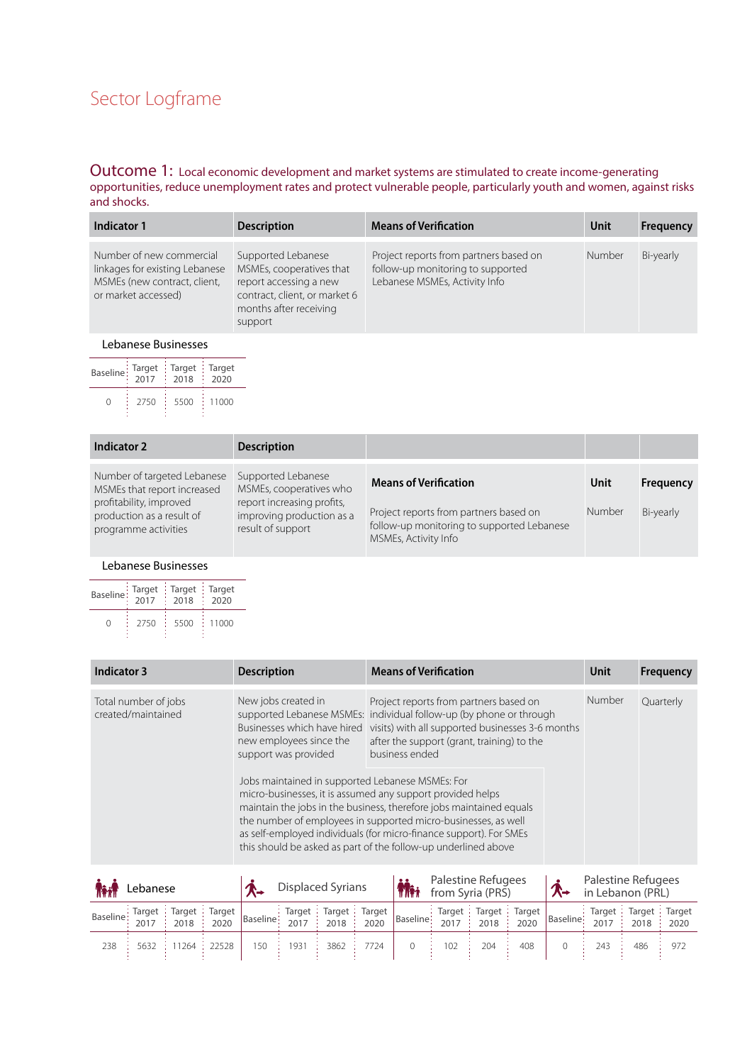# Sector Logframe

## Outcome 1: Local economic development and market systems are stimulated to create income-generating opportunities, reduce unemployment rates and protect vulnerable people, particularly youth and women, against risks and shocks.

| Indicator 1 | Description | Means of Verification | Unit | Frequency |
|---|---|---|---|---|
| Number of new commercial linkages for existing Lebanese MSMEs (new contract, client, or market accessed) | Supported Lebanese MSMEs, cooperatives that report accessing a new contract, client, or market 6 months after receiving support | Project reports from partners based on follow-up monitoring to supported Lebanese MSMEs, Activity Info | Number | Bi-yearly |

| Lebanese Businesses | | | |
|---|---|---|---|
| Baseline | Target 2017 | Target 2018 | Target 2020 |
| 0 | 2750 | 5500 | 11000 |

| Indicator 2 | Description | Means of Verification | Unit | Frequency |
|---|---|---|---|---|
| Number of targeted Lebanese MSMEs that report increased profitability, improved production as a result of programme activities | Supported Lebanese MSMEs, cooperatives who report increasing profits, improving production as a result of support | Project reports from partners based on follow-up monitoring to supported Lebanese MSMEs, Activity Info | Number | Bi-yearly |

| Lebanese Businesses | | | |
|---|---|---|---|
| Baseline | Target 2017 | Target 2018 | Target 2020 |
| 0 | 2750 | 5500 | 11000 |

| Indicator 3 | Description | Means of Verification | Unit | Frequency |
|---|---|---|---|---|
| Total number of jobs created/maintained | New jobs created in supported Lebanese MSMEs: Businesses which have hired new employees since the support was provided | Project reports from partners based on individual follow-up (by phone or through visits) with all supported businesses 3-6 months after the support (grant, training) to the business ended | Number | Quarterly |
| | Jobs maintained in supported Lebanese MSMEs: For micro-businesses, it is assumed any support provided helps maintain the jobs in the business, therefore jobs maintained equals the number of employees in supported micro-businesses, as well as self-employed individuals (for micro-finance support). For SMEs this should be asked as part of the follow-up underlined above | | | |

| Lebanese | | | | Displaced Syrians | | | | Palestine Refugees from Syria (PRS) | | | | Palestine Refugees in Lebanon (PRL) | | | |
|---|---|---|---|---|---|---|---|---|---|---|---|---|---|---|---|
| Baseline | Target 2017 | Target 2018 | Target 2020 | Baseline | Target 2017 | Target 2018 | Target 2020 | Baseline | Target 2017 | Target 2018 | Target 2020 | Baseline | Target 2017 | Target 2018 | Target 2020 |
| 238 | 5632 | 11264 | 22528 | 150 | 1931 | 3862 | 7724 | 0 | 102 | 204 | 408 | 0 | 243 | 486 | 972 |